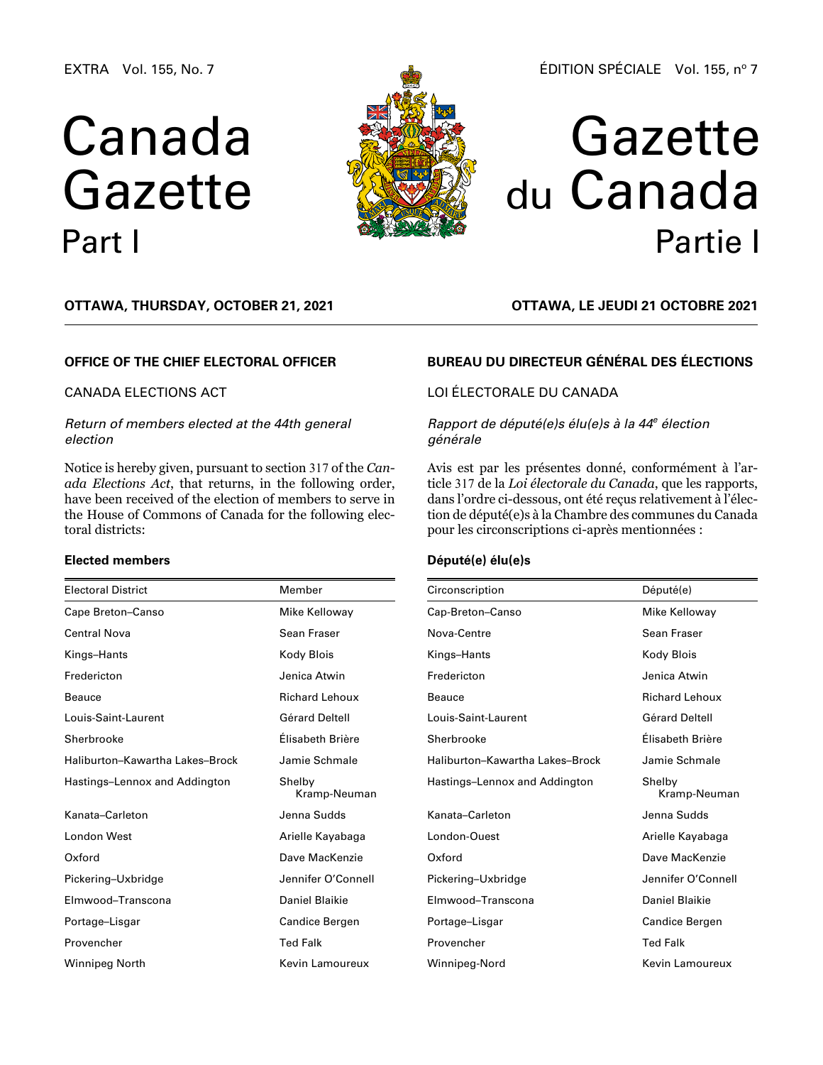EXTRA Vol. 155, No. 7

ÉDITION SPÉCIALE Vol. 155, nº 7

# Canada Gazette Part I

# Gazette du Canada Partie I

**OTTAWA, THURSDAY, OCTOBER 21, 2021**

**OTTAWA, LE JEUDI 21 OCTOBRE 2021**

## OFFICE OF THE CHIEF ELECTORAL OFFICER

### CANADA ELECTIONS ACT

*Return of members elected at the 44th general election*

Notice is hereby given, pursuant to section 317 of the *Canada Elections Act*, that returns, in the following order, have been received of the election of members to serve in the House of Commons of Canada for the following electoral districts:

**Elected members**

| Electoral District | Member |
|---|---|
| Cape Breton–Canso | Mike Kelloway |
| Central Nova | Sean Fraser |
| Kings–Hants | Kody Blois |
| Fredericton | Jenica Atwin |
| Beauce | Richard Lehoux |
| Louis-Saint-Laurent | Gérard Deltell |
| Sherbrooke | Élisabeth Brière |
| Haliburton–Kawartha Lakes–Brock | Jamie Schmale |
| Hastings–Lennox and Addington | Shelby Kramp-Neuman |
| Kanata–Carleton | Jenna Sudds |
| London West | Arielle Kayabaga |
| Oxford | Dave MacKenzie |
| Pickering–Uxbridge | Jennifer O'Connell |
| Elmwood–Transcona | Daniel Blaikie |
| Portage–Lisgar | Candice Bergen |
| Provencher | Ted Falk |
| Winnipeg North | Kevin Lamoureux |

## BUREAU DU DIRECTEUR GÉNÉRAL DES ÉLECTIONS

### LOI ÉLECTORALE DU CANADA

*Rapport de député(e)s élu(e)s à la 44e élection générale*

Avis est par les présentes donné, conformément à l'article 317 de la *Loi électorale du Canada*, que les rapports, dans l'ordre ci-dessous, ont été reçus relativement à l'élection de député(e)s à la Chambre des communes du Canada pour les circonscriptions ci-après mentionnées :

**Député(e) élu(e)s**

| Circonscription | Député(e) |
|---|---|
| Cap-Breton–Canso | Mike Kelloway |
| Nova-Centre | Sean Fraser |
| Kings–Hants | Kody Blois |
| Fredericton | Jenica Atwin |
| Beauce | Richard Lehoux |
| Louis-Saint-Laurent | Gérard Deltell |
| Sherbrooke | Élisabeth Brière |
| Haliburton–Kawartha Lakes–Brock | Jamie Schmale |
| Hastings–Lennox and Addington | Shelby Kramp-Neuman |
| Kanata–Carleton | Jenna Sudds |
| London-Ouest | Arielle Kayabaga |
| Oxford | Dave MacKenzie |
| Pickering–Uxbridge | Jennifer O'Connell |
| Elmwood–Transcona | Daniel Blaikie |
| Portage–Lisgar | Candice Bergen |
| Provencher | Ted Falk |
| Winnipeg-Nord | Kevin Lamoureux |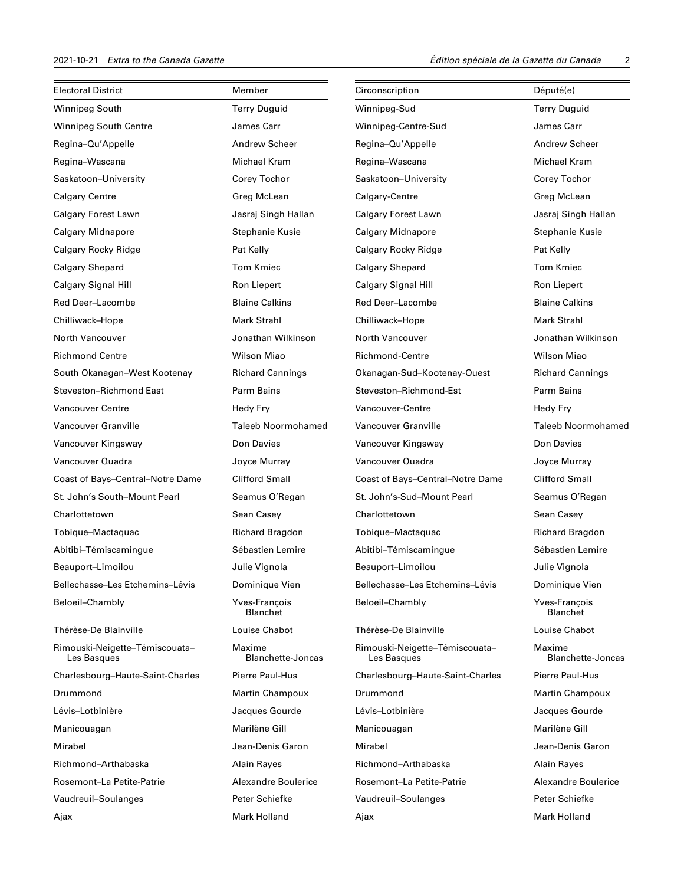| Electoral District | Member |
|---|---|
| Winnipeg South | Terry Duguid |
| Winnipeg South Centre | James Carr |
| Regina–Qu'Appelle | Andrew Scheer |
| Regina–Wascana | Michael Kram |
| Saskatoon–University | Corey Tochor |
| Calgary Centre | Greg McLean |
| Calgary Forest Lawn | Jasraj Singh Hallan |
| Calgary Midnapore | Stephanie Kusie |
| Calgary Rocky Ridge | Pat Kelly |
| Calgary Shepard | Tom Kmiec |
| Calgary Signal Hill | Ron Liepert |
| Red Deer–Lacombe | Blaine Calkins |
| Chilliwack–Hope | Mark Strahl |
| North Vancouver | Jonathan Wilkinson |
| Richmond Centre | Wilson Miao |
| South Okanagan–West Kootenay | Richard Cannings |
| Steveston–Richmond East | Parm Bains |
| Vancouver Centre | Hedy Fry |
| Vancouver Granville | Taleeb Noormohamed |
| Vancouver Kingsway | Don Davies |
| Vancouver Quadra | Joyce Murray |
| Coast of Bays–Central–Notre Dame | Clifford Small |
| St. John's South–Mount Pearl | Seamus O'Regan |
| Charlottetown | Sean Casey |
| Tobique–Mactaquac | Richard Bragdon |
| Abitibi–Témiscamingue | Sébastien Lemire |
| Beauport–Limoilou | Julie Vignola |
| Bellechasse–Les Etchemins–Lévis | Dominique Vien |
| Beloeil–Chambly | Yves-François Blanchet |
| Thérèse-De Blainville | Louise Chabot |
| Rimouski-Neigette–Témiscouata–Les Basques | Maxime Blanchette-Joncas |
| Charlesbourg-Haute-Saint-Charles | Pierre Paul-Hus |
| Drummond | Martin Champoux |
| Lévis–Lotbinière | Jacques Gourde |
| Manicouagan | Marilène Gill |
| Mirabel | Jean-Denis Garon |
| Richmond–Arthabaska | Alain Rayes |
| Rosemont–La Petite-Patrie | Alexandre Boulerice |
| Vaudreuil–Soulanges | Peter Schiefke |
| Ajax | Mark Holland |

| Circonscription | Député(e) |
|---|---|
| Winnipeg-Sud | Terry Duguid |
| Winnipeg-Centre-Sud | James Carr |
| Regina–Qu'Appelle | Andrew Scheer |
| Regina–Wascana | Michael Kram |
| Saskatoon–University | Corey Tochor |
| Calgary-Centre | Greg McLean |
| Calgary Forest Lawn | Jasraj Singh Hallan |
| Calgary Midnapore | Stephanie Kusie |
| Calgary Rocky Ridge | Pat Kelly |
| Calgary Shepard | Tom Kmiec |
| Calgary Signal Hill | Ron Liepert |
| Red Deer–Lacombe | Blaine Calkins |
| Chilliwack–Hope | Mark Strahl |
| North Vancouver | Jonathan Wilkinson |
| Richmond-Centre | Wilson Miao |
| Okanagan-Sud–Kootenay-Ouest | Richard Cannings |
| Steveston–Richmond-Est | Parm Bains |
| Vancouver-Centre | Hedy Fry |
| Vancouver Granville | Taleeb Noormohamed |
| Vancouver Kingsway | Don Davies |
| Vancouver Quadra | Joyce Murray |
| Coast of Bays–Central–Notre Dame | Clifford Small |
| St. John's-Sud–Mount Pearl | Seamus O'Regan |
| Charlottetown | Sean Casey |
| Tobique–Mactaquac | Richard Bragdon |
| Abitibi–Témiscamingue | Sébastien Lemire |
| Beauport–Limoilou | Julie Vignola |
| Bellechasse–Les Etchemins–Lévis | Dominique Vien |
| Beloeil–Chambly | Yves-François Blanchet |
| Thérèse-De Blainville | Louise Chabot |
| Rimouski-Neigette–Témiscouata–Les Basques | Maxime Blanchette-Joncas |
| Charlesbourg–Haute-Saint-Charles | Pierre Paul-Hus |
| Drummond | Martin Champoux |
| Lévis–Lotbinière | Jacques Gourde |
| Manicouagan | Marilène Gill |
| Mirabel | Jean-Denis Garon |
| Richmond–Arthabaska | Alain Rayes |
| Rosemont–La Petite-Patrie | Alexandre Boulerice |
| Vaudreuil–Soulanges | Peter Schiefke |
| Ajax | Mark Holland |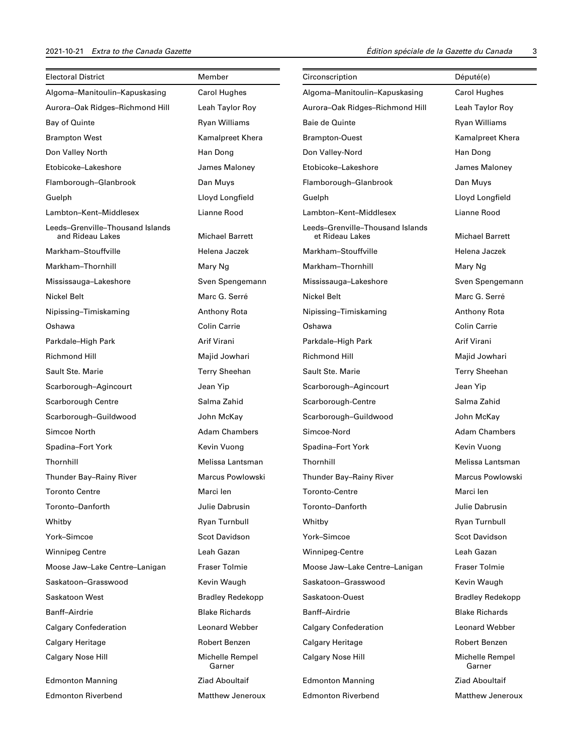| Electoral District | Member |
|---|---|
| Algoma–Manitoulin–Kapuskasing | Carol Hughes |
| Aurora–Oak Ridges–Richmond Hill | Leah Taylor Roy |
| Bay of Quinte | Ryan Williams |
| Brampton West | Kamalpreet Khera |
| Don Valley North | Han Dong |
| Etobicoke–Lakeshore | James Maloney |
| Flamborough–Glanbrook | Dan Muys |
| Guelph | Lloyd Longfield |
| Lambton–Kent–Middlesex | Lianne Rood |
| Leeds–Grenville–Thousand Islands and Rideau Lakes | Michael Barrett |
| Markham–Stouffville | Helena Jaczek |
| Markham–Thornhill | Mary Ng |
| Mississauga–Lakeshore | Sven Spengemann |
| Nickel Belt | Marc G. Serré |
| Nipissing–Timiskaming | Anthony Rota |
| Oshawa | Colin Carrie |
| Parkdale–High Park | Arif Virani |
| Richmond Hill | Majid Jowhari |
| Sault Ste. Marie | Terry Sheehan |
| Scarborough–Agincourt | Jean Yip |
| Scarborough Centre | Salma Zahid |
| Scarborough–Guildwood | John McKay |
| Simcoe North | Adam Chambers |
| Spadina–Fort York | Kevin Vuong |
| Thornhill | Melissa Lantsman |
| Thunder Bay–Rainy River | Marcus Powlowski |
| Toronto Centre | Marci Ien |
| Toronto–Danforth | Julie Dabrusin |
| Whitby | Ryan Turnbull |
| York–Simcoe | Scot Davidson |
| Winnipeg Centre | Leah Gazan |
| Moose Jaw–Lake Centre–Lanigan | Fraser Tolmie |
| Saskatoon–Grasswood | Kevin Waugh |
| Saskatoon West | Bradley Redekopp |
| Banff–Airdrie | Blake Richards |
| Calgary Confederation | Leonard Webber |
| Calgary Heritage | Robert Benzen |
| Calgary Nose Hill | Michelle Rempel Garner |
| Edmonton Manning | Ziad Aboultaif |
| Edmonton Riverbend | Matthew Jeneroux |

| Circonscription | Député(e) |
|---|---|
| Algoma–Manitoulin–Kapuskasing | Carol Hughes |
| Aurora–Oak Ridges–Richmond Hill | Leah Taylor Roy |
| Baie de Quinte | Ryan Williams |
| Brampton-Ouest | Kamalpreet Khera |
| Don Valley-Nord | Han Dong |
| Etobicoke–Lakeshore | James Maloney |
| Flamborough–Glanbrook | Dan Muys |
| Guelph | Lloyd Longfield |
| Lambton–Kent–Middlesex | Lianne Rood |
| Leeds–Grenville–Thousand Islands et Rideau Lakes | Michael Barrett |
| Markham–Stouffville | Helena Jaczek |
| Markham–Thornhill | Mary Ng |
| Mississauga–Lakeshore | Sven Spengemann |
| Nickel Belt | Marc G. Serré |
| Nipissing–Timiskaming | Anthony Rota |
| Oshawa | Colin Carrie |
| Parkdale–High Park | Arif Virani |
| Richmond Hill | Majid Jowhari |
| Sault Ste. Marie | Terry Sheehan |
| Scarborough–Agincourt | Jean Yip |
| Scarborough-Centre | Salma Zahid |
| Scarborough–Guildwood | John McKay |
| Simcoe-Nord | Adam Chambers |
| Spadina–Fort York | Kevin Vuong |
| Thornhill | Melissa Lantsman |
| Thunder Bay–Rainy River | Marcus Powlowski |
| Toronto-Centre | Marci Ien |
| Toronto–Danforth | Julie Dabrusin |
| Whitby | Ryan Turnbull |
| York–Simcoe | Scot Davidson |
| Winnipeg-Centre | Leah Gazan |
| Moose Jaw–Lake Centre–Lanigan | Fraser Tolmie |
| Saskatoon–Grasswood | Kevin Waugh |
| Saskatoon-Ouest | Bradley Redekopp |
| Banff–Airdrie | Blake Richards |
| Calgary Confederation | Leonard Webber |
| Calgary Heritage | Robert Benzen |
| Calgary Nose Hill | Michelle Rempel Garner |
| Edmonton Manning | Ziad Aboultaif |
| Edmonton Riverbend | Matthew Jeneroux |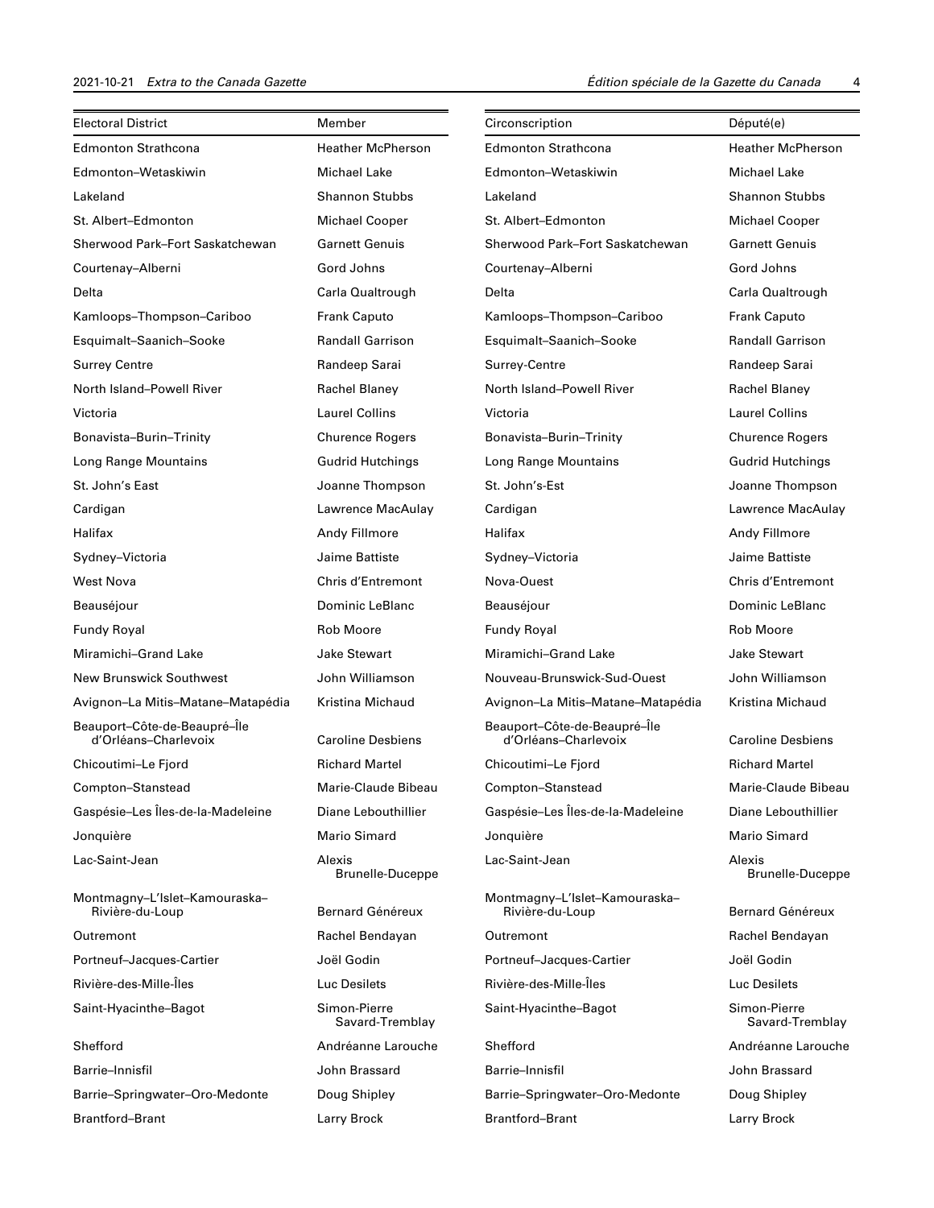| Electoral District | Member |
| --- | --- |
| Edmonton Strathcona | Heather McPherson |
| Edmonton–Wetaskiwin | Michael Lake |
| Lakeland | Shannon Stubbs |
| St. Albert–Edmonton | Michael Cooper |
| Sherwood Park–Fort Saskatchewan | Garnett Genuis |
| Courtenay–Alberni | Gord Johns |
| Delta | Carla Qualtrough |
| Kamloops–Thompson–Cariboo | Frank Caputo |
| Esquimalt–Saanich–Sooke | Randall Garrison |
| Surrey Centre | Randeep Sarai |
| North Island–Powell River | Rachel Blaney |
| Victoria | Laurel Collins |
| Bonavista–Burin–Trinity | Churence Rogers |
| Long Range Mountains | Gudrid Hutchings |
| St. John's East | Joanne Thompson |
| Cardigan | Lawrence MacAulay |
| Halifax | Andy Fillmore |
| Sydney–Victoria | Jaime Battiste |
| West Nova | Chris d'Entremont |
| Beauséjour | Dominic LeBlanc |
| Fundy Royal | Rob Moore |
| Miramichi–Grand Lake | Jake Stewart |
| New Brunswick Southwest | John Williamson |
| Avignon–La Mitis–Matane–Matapédia | Kristina Michaud |
| Beauport–Côte-de-Beaupré–Île d'Orléans–Charlevoix | Caroline Desbiens |
| Chicoutimi–Le Fjord | Richard Martel |
| Compton–Stanstead | Marie-Claude Bibeau |
| Gaspésie–Les Îles-de-la-Madeleine | Diane Lebouthillier |
| Jonquière | Mario Simard |
| Lac-Saint-Jean | Alexis Brunelle-Duceppe |
| Montmagny–L'Islet–Kamouraska–Rivière-du-Loup | Bernard Généreux |
| Outremont | Rachel Bendayan |
| Portneuf–Jacques-Cartier | Joël Godin |
| Rivière-des-Mille-Îles | Luc Desilets |
| Saint-Hyacinthe–Bagot | Simon-Pierre Savard-Tremblay |
| Shefford | Andréanne Larouche |
| Barrie–Innisfil | John Brassard |
| Barrie–Springwater–Oro-Medonte | Doug Shipley |
| Brantford–Brant | Larry Brock |

| Circonscription | Député(e) |
| --- | --- |
| Edmonton Strathcona | Heather McPherson |
| Edmonton–Wetaskiwin | Michael Lake |
| Lakeland | Shannon Stubbs |
| St. Albert–Edmonton | Michael Cooper |
| Sherwood Park–Fort Saskatchewan | Garnett Genuis |
| Courtenay–Alberni | Gord Johns |
| Delta | Carla Qualtrough |
| Kamloops–Thompson–Cariboo | Frank Caputo |
| Esquimalt–Saanich–Sooke | Randall Garrison |
| Surrey-Centre | Randeep Sarai |
| North Island–Powell River | Rachel Blaney |
| Victoria | Laurel Collins |
| Bonavista–Burin–Trinity | Churence Rogers |
| Long Range Mountains | Gudrid Hutchings |
| St. John's-Est | Joanne Thompson |
| Cardigan | Lawrence MacAulay |
| Halifax | Andy Fillmore |
| Sydney–Victoria | Jaime Battiste |
| Nova-Ouest | Chris d'Entremont |
| Beauséjour | Dominic LeBlanc |
| Fundy Royal | Rob Moore |
| Miramichi–Grand Lake | Jake Stewart |
| Nouveau-Brunswick-Sud-Ouest | John Williamson |
| Avignon–La Mitis–Matane–Matapédia | Kristina Michaud |
| Beauport–Côte-de-Beaupré–Île d'Orléans–Charlevoix | Caroline Desbiens |
| Chicoutimi–Le Fjord | Richard Martel |
| Compton–Stanstead | Marie-Claude Bibeau |
| Gaspésie–Les Îles-de-la-Madeleine | Diane Lebouthillier |
| Jonquière | Mario Simard |
| Lac-Saint-Jean | Alexis Brunelle-Duceppe |
| Montmagny–L'Islet–Kamouraska–Rivière-du-Loup | Bernard Généreux |
| Outremont | Rachel Bendayan |
| Portneuf–Jacques-Cartier | Joël Godin |
| Rivière-des-Mille-Îles | Luc Desilets |
| Saint-Hyacinthe–Bagot | Simon-Pierre Savard-Tremblay |
| Shefford | Andréanne Larouche |
| Barrie–Innisfil | John Brassard |
| Barrie–Springwater–Oro-Medonte | Doug Shipley |
| Brantford–Brant | Larry Brock |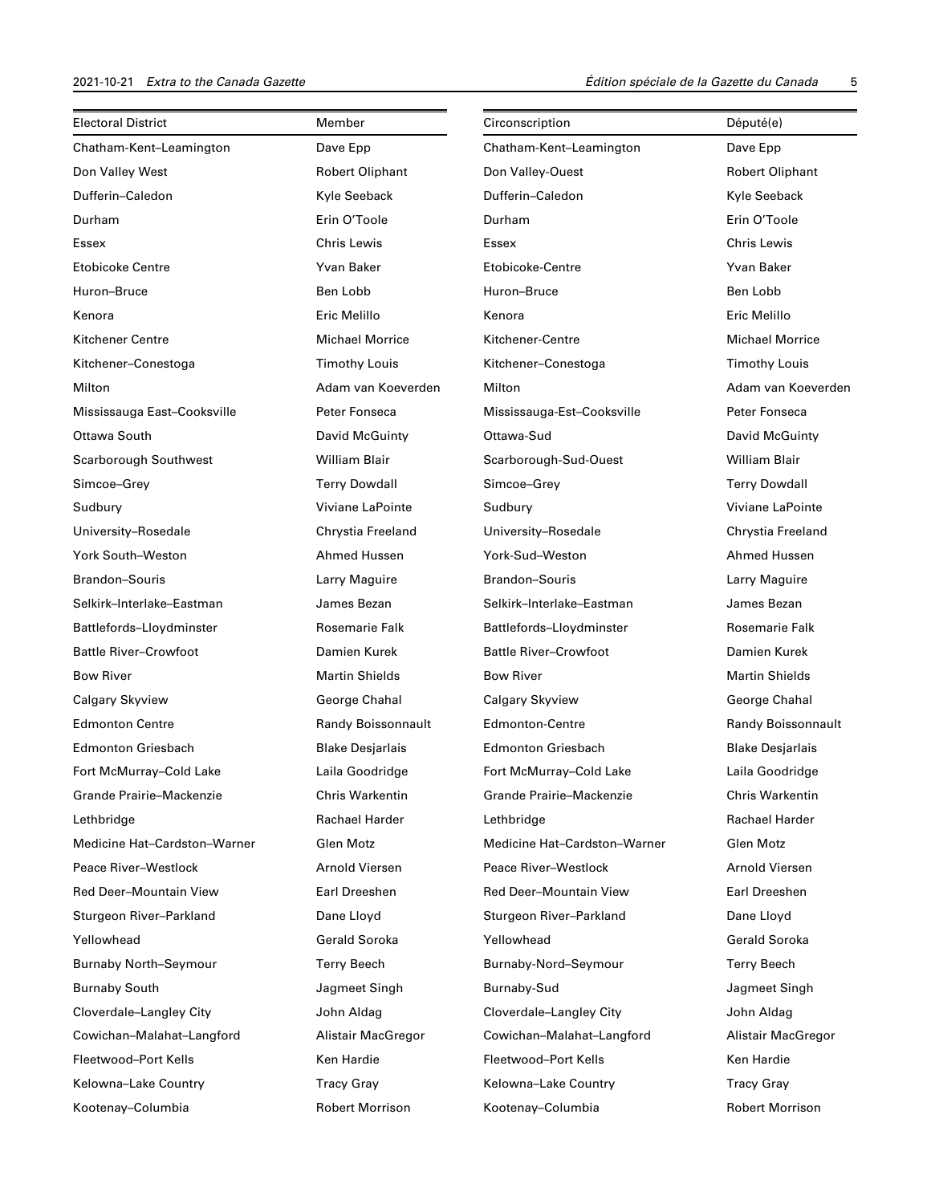| Electoral District | Member |
|---|---|
| Chatham-Kent–Leamington | Dave Epp |
| Don Valley West | Robert Oliphant |
| Dufferin–Caledon | Kyle Seeback |
| Durham | Erin O'Toole |
| Essex | Chris Lewis |
| Etobicoke Centre | Yvan Baker |
| Huron–Bruce | Ben Lobb |
| Kenora | Eric Melillo |
| Kitchener Centre | Michael Morrice |
| Kitchener–Conestoga | Timothy Louis |
| Milton | Adam van Koeverden |
| Mississauga East–Cooksville | Peter Fonseca |
| Ottawa South | David McGuinty |
| Scarborough Southwest | William Blair |
| Simcoe–Grey | Terry Dowdall |
| Sudbury | Viviane LaPointe |
| University–Rosedale | Chrystia Freeland |
| York South–Weston | Ahmed Hussen |
| Brandon–Souris | Larry Maguire |
| Selkirk–Interlake–Eastman | James Bezan |
| Battlefords–Lloydminster | Rosemarie Falk |
| Battle River–Crowfoot | Damien Kurek |
| Bow River | Martin Shields |
| Calgary Skyview | George Chahal |
| Edmonton Centre | Randy Boissonnault |
| Edmonton Griesbach | Blake Desjarlais |
| Fort McMurray–Cold Lake | Laila Goodridge |
| Grande Prairie–Mackenzie | Chris Warkentin |
| Lethbridge | Rachael Harder |
| Medicine Hat–Cardston–Warner | Glen Motz |
| Peace River–Westlock | Arnold Viersen |
| Red Deer–Mountain View | Earl Dreeshen |
| Sturgeon River–Parkland | Dane Lloyd |
| Yellowhead | Gerald Soroka |
| Burnaby North–Seymour | Terry Beech |
| Burnaby South | Jagmeet Singh |
| Cloverdale–Langley City | John Aldag |
| Cowichan–Malahat–Langford | Alistair MacGregor |
| Fleetwood–Port Kells | Ken Hardie |
| Kelowna–Lake Country | Tracy Gray |
| Kootenay–Columbia | Robert Morrison |

| Circonscription | Député(e) |
|---|---|
| Chatham-Kent–Leamington | Dave Epp |
| Don Valley-Ouest | Robert Oliphant |
| Dufferin–Caledon | Kyle Seeback |
| Durham | Erin O'Toole |
| Essex | Chris Lewis |
| Etobicoke-Centre | Yvan Baker |
| Huron–Bruce | Ben Lobb |
| Kenora | Eric Melillo |
| Kitchener-Centre | Michael Morrice |
| Kitchener–Conestoga | Timothy Louis |
| Milton | Adam van Koeverden |
| Mississauga-Est–Cooksville | Peter Fonseca |
| Ottawa-Sud | David McGuinty |
| Scarborough-Sud-Ouest | William Blair |
| Simcoe–Grey | Terry Dowdall |
| Sudbury | Viviane LaPointe |
| University–Rosedale | Chrystia Freeland |
| York-Sud–Weston | Ahmed Hussen |
| Brandon–Souris | Larry Maguire |
| Selkirk–Interlake–Eastman | James Bezan |
| Battlefords–Lloydminster | Rosemarie Falk |
| Battle River–Crowfoot | Damien Kurek |
| Bow River | Martin Shields |
| Calgary Skyview | George Chahal |
| Edmonton-Centre | Randy Boissonnault |
| Edmonton Griesbach | Blake Desjarlais |
| Fort McMurray–Cold Lake | Laila Goodridge |
| Grande Prairie–Mackenzie | Chris Warkentin |
| Lethbridge | Rachael Harder |
| Medicine Hat–Cardston–Warner | Glen Motz |
| Peace River–Westlock | Arnold Viersen |
| Red Deer–Mountain View | Earl Dreeshen |
| Sturgeon River–Parkland | Dane Lloyd |
| Yellowhead | Gerald Soroka |
| Burnaby-Nord–Seymour | Terry Beech |
| Burnaby-Sud | Jagmeet Singh |
| Cloverdale–Langley City | John Aldag |
| Cowichan–Malahat–Langford | Alistair MacGregor |
| Fleetwood–Port Kells | Ken Hardie |
| Kelowna–Lake Country | Tracy Gray |
| Kootenay–Columbia | Robert Morrison |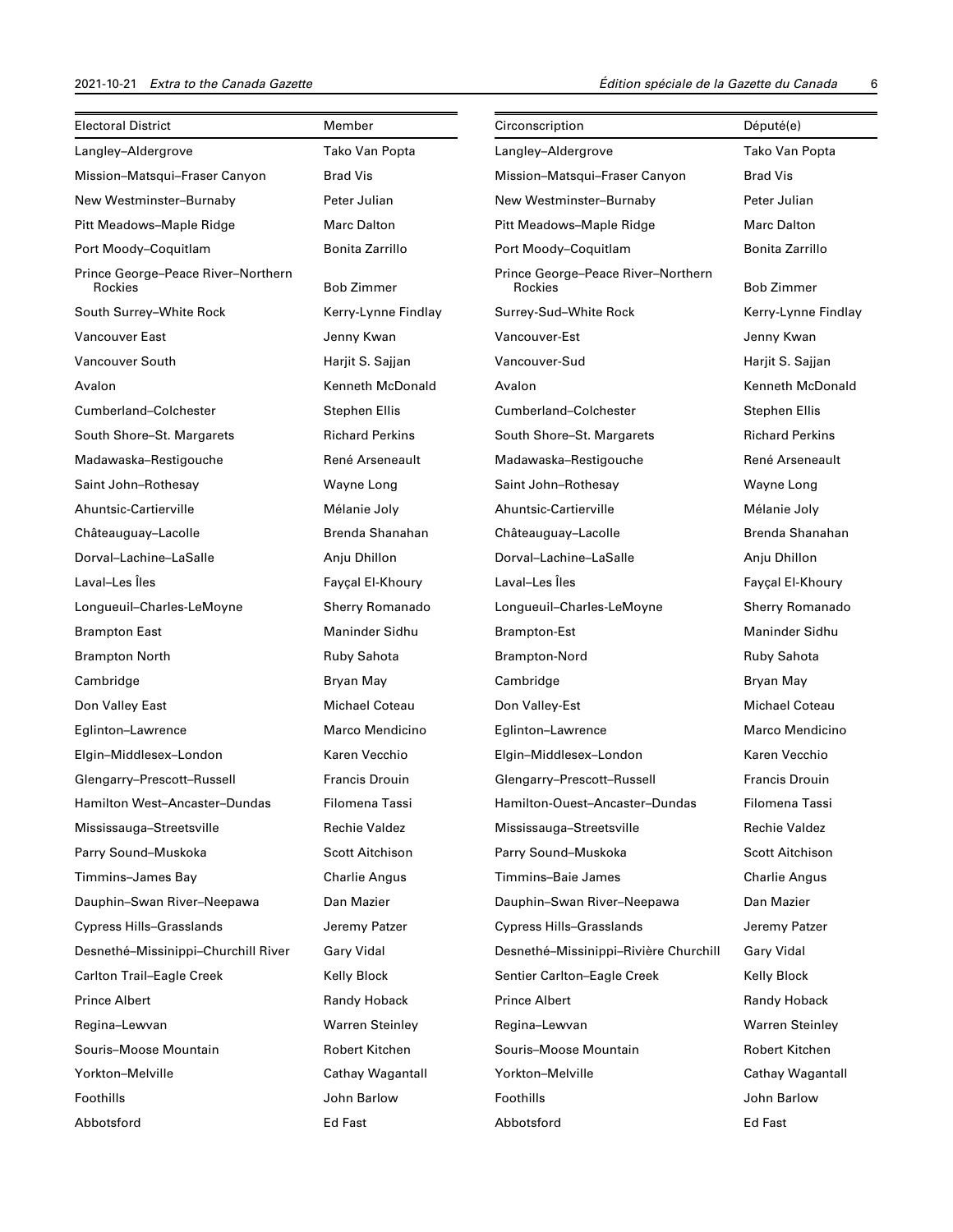| Electoral District | Member |
| --- | --- |
| Langley–Aldergrove | Tako Van Popta |
| Mission–Matsqui–Fraser Canyon | Brad Vis |
| New Westminster–Burnaby | Peter Julian |
| Pitt Meadows–Maple Ridge | Marc Dalton |
| Port Moody–Coquitlam | Bonita Zarrillo |
| Prince George–Peace River–Northern Rockies | Bob Zimmer |
| South Surrey–White Rock | Kerry-Lynne Findlay |
| Vancouver East | Jenny Kwan |
| Vancouver South | Harjit S. Sajjan |
| Avalon | Kenneth McDonald |
| Cumberland–Colchester | Stephen Ellis |
| South Shore–St. Margarets | Richard Perkins |
| Madawaska–Restigouche | René Arseneault |
| Saint John–Rothesay | Wayne Long |
| Ahuntsic-Cartierville | Mélanie Joly |
| Châteauguay–Lacolle | Brenda Shanahan |
| Dorval–Lachine–LaSalle | Anju Dhillon |
| Laval–Les Îles | Fayçal El-Khoury |
| Longueuil–Charles-LeMoyne | Sherry Romanado |
| Brampton East | Maninder Sidhu |
| Brampton North | Ruby Sahota |
| Cambridge | Bryan May |
| Don Valley East | Michael Coteau |
| Eglinton–Lawrence | Marco Mendicino |
| Elgin–Middlesex–London | Karen Vecchio |
| Glengarry–Prescott–Russell | Francis Drouin |
| Hamilton West–Ancaster–Dundas | Filomena Tassi |
| Mississauga–Streetsville | Rechie Valdez |
| Parry Sound–Muskoka | Scott Aitchison |
| Timmins–James Bay | Charlie Angus |
| Dauphin–Swan River–Neepawa | Dan Mazier |
| Cypress Hills–Grasslands | Jeremy Patzer |
| Desnethé–Missinippi–Churchill River | Gary Vidal |
| Carlton Trail–Eagle Creek | Kelly Block |
| Prince Albert | Randy Hoback |
| Regina–Lewvan | Warren Steinley |
| Souris–Moose Mountain | Robert Kitchen |
| Yorkton–Melville | Cathay Wagantall |
| Foothills | John Barlow |
| Abbotsford | Ed Fast |

| Circonscription | Député(e) |
| --- | --- |
| Langley–Aldergrove | Tako Van Popta |
| Mission–Matsqui–Fraser Canyon | Brad Vis |
| New Westminster–Burnaby | Peter Julian |
| Pitt Meadows–Maple Ridge | Marc Dalton |
| Port Moody–Coquitlam | Bonita Zarrillo |
| Prince George–Peace River–Northern Rockies | Bob Zimmer |
| Surrey-Sud–White Rock | Kerry-Lynne Findlay |
| Vancouver-Est | Jenny Kwan |
| Vancouver-Sud | Harjit S. Sajjan |
| Avalon | Kenneth McDonald |
| Cumberland–Colchester | Stephen Ellis |
| South Shore–St. Margarets | Richard Perkins |
| Madawaska–Restigouche | René Arseneault |
| Saint John–Rothesay | Wayne Long |
| Ahuntsic-Cartierville | Mélanie Joly |
| Châteauguay–Lacolle | Brenda Shanahan |
| Dorval–Lachine–LaSalle | Anju Dhillon |
| Laval–Les Îles | Fayçal El-Khoury |
| Longueuil–Charles-LeMoyne | Sherry Romanado |
| Brampton-Est | Maninder Sidhu |
| Brampton-Nord | Ruby Sahota |
| Cambridge | Bryan May |
| Don Valley-Est | Michael Coteau |
| Eglinton–Lawrence | Marco Mendicino |
| Elgin–Middlesex–London | Karen Vecchio |
| Glengarry–Prescott–Russell | Francis Drouin |
| Hamilton-Ouest–Ancaster–Dundas | Filomena Tassi |
| Mississauga–Streetsville | Rechie Valdez |
| Parry Sound–Muskoka | Scott Aitchison |
| Timmins–Baie James | Charlie Angus |
| Dauphin–Swan River–Neepawa | Dan Mazier |
| Cypress Hills–Grasslands | Jeremy Patzer |
| Desnethé–Missinippi–Rivière Churchill | Gary Vidal |
| Sentier Carlton–Eagle Creek | Kelly Block |
| Prince Albert | Randy Hoback |
| Regina–Lewvan | Warren Steinley |
| Souris–Moose Mountain | Robert Kitchen |
| Yorkton–Melville | Cathay Wagantall |
| Foothills | John Barlow |
| Abbotsford | Ed Fast |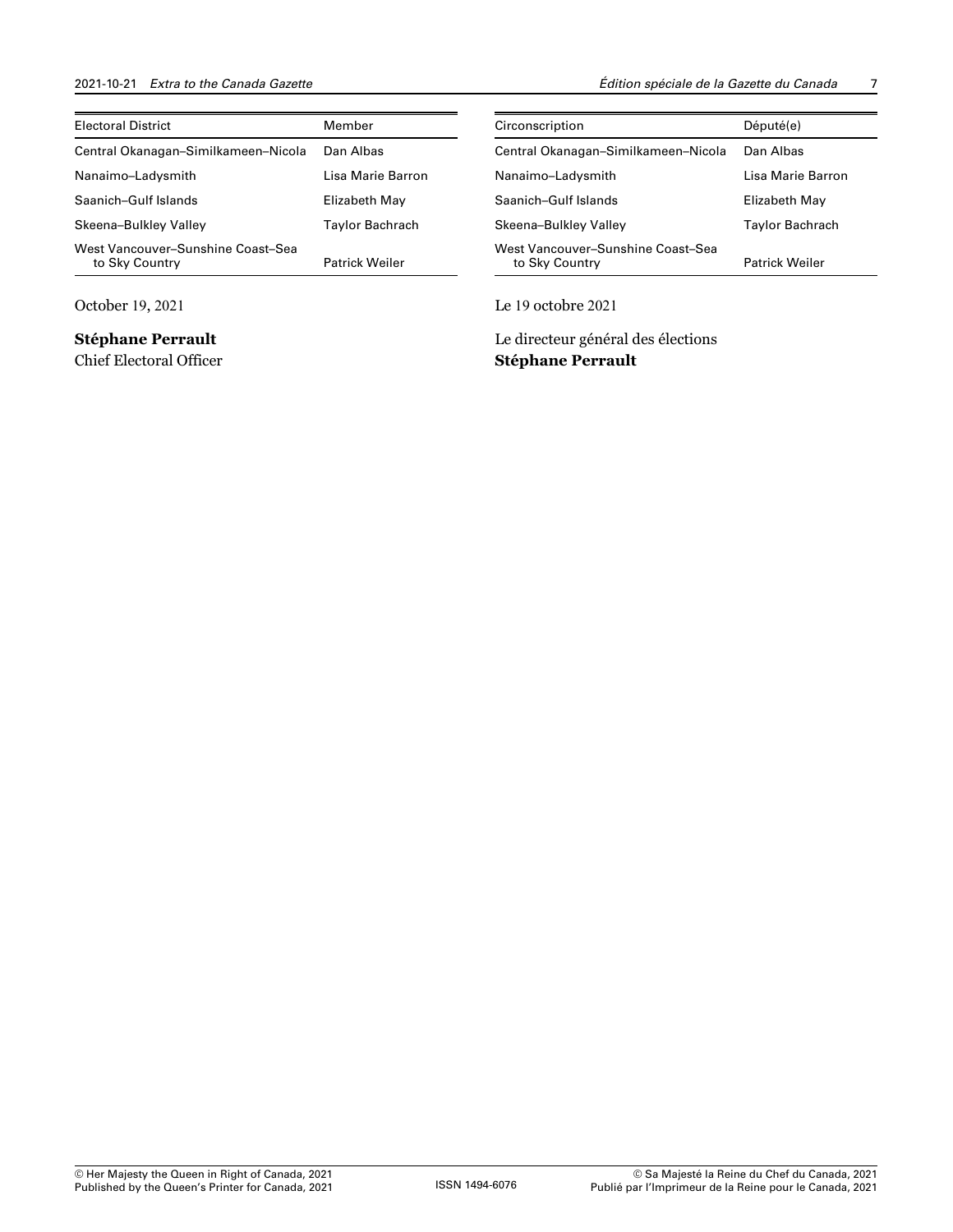| Electoral District | Member |
|---|---|
| Central Okanagan–Similkameen–Nicola | Dan Albas |
| Nanaimo–Ladysmith | Lisa Marie Barron |
| Saanich–Gulf Islands | Elizabeth May |
| Skeena–Bulkley Valley | Taylor Bachrach |
| West Vancouver–Sunshine Coast–Sea to Sky Country | Patrick Weiler |

October 19, 2021

**Stéphane Perrault**
Chief Electoral Officer

| Circonscription | Député(e) |
|---|---|
| Central Okanagan–Similkameen–Nicola | Dan Albas |
| Nanaimo–Ladysmith | Lisa Marie Barron |
| Saanich–Gulf Islands | Elizabeth May |
| Skeena–Bulkley Valley | Taylor Bachrach |
| West Vancouver–Sunshine Coast–Sea to Sky Country | Patrick Weiler |

Le 19 octobre 2021

Le directeur général des élections
**Stéphane Perrault**

© Her Majesty the Queen in Right of Canada, 2021
Published by the Queen's Printer for Canada, 2021

ISSN 1494-6076

© Sa Majesté la Reine du Chef du Canada, 2021
Publié par l'Imprimeur de la Reine pour le Canada, 2021